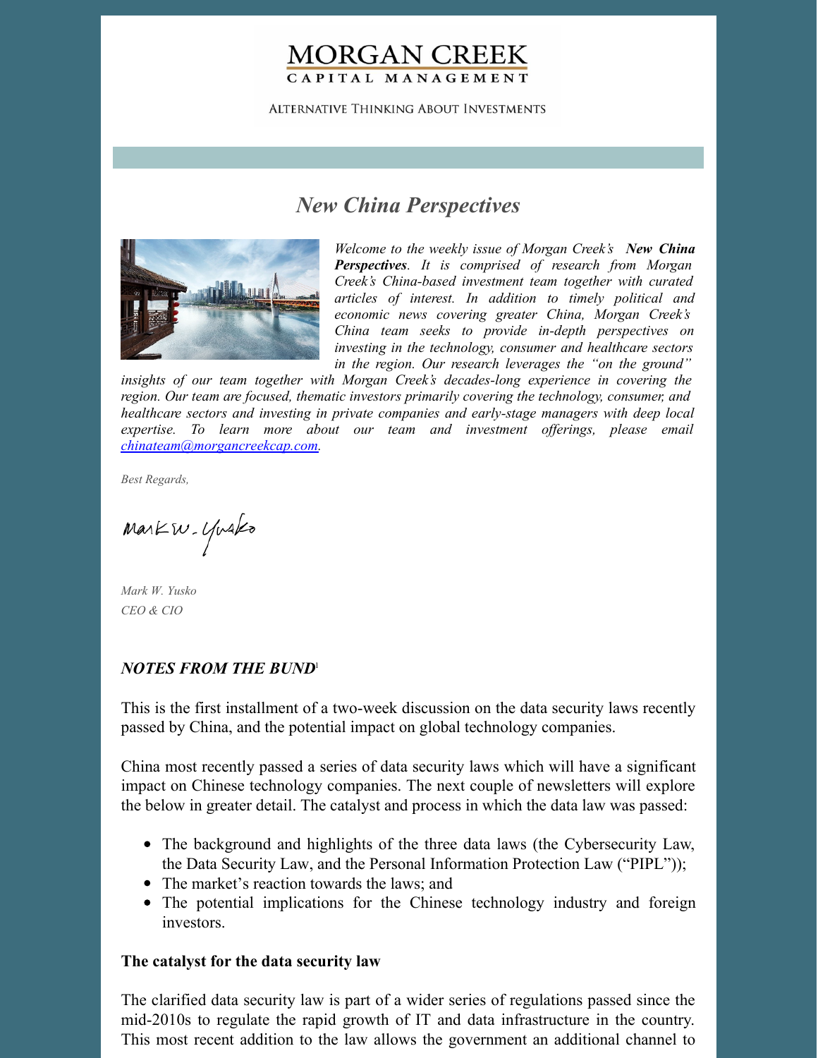MORGAN CREEK

CAPITAL MANAGEMENT

ALTERNATIVE THINKING ABOUT INVESTMENTS

# *New China Perspectives*

*Welcome to the weekly issue of Morgan Creek's **New China Perspectives**. It is comprised of research from Morgan Creek's China-based investment team together with curated articles of interest. In addition to timely political and economic news covering greater China, Morgan Creek's China team seeks to provide in-depth perspectives on investing in the technology, consumer and healthcare sectors in the region. Our research leverages the "on the ground" insights of our team together with Morgan Creek's decades-long experience in covering the region. Our team are focused, thematic investors primarily covering the technology, consumer, and healthcare sectors and investing in private companies and early-stage managers with deep local expertise. To learn more about our team and investment offerings, please email [chinateam@morgancreekcap.com](mailto:chinateam@morgancreekcap.com).*

*Best Regards,*

*Mark W. Yusko*

*CEO & CIO*

## *NOTES FROM THE BUND*[1]

This is the first installment of a two-week discussion on the data security laws recently passed by China, and the potential impact on global technology companies.

China most recently passed a series of data security laws which will have a significant impact on Chinese technology companies. The next couple of newsletters will explore the below in greater detail. The catalyst and process in which the data law was passed:

- The background and highlights of the three data laws (the Cybersecurity Law, the Data Security Law, and the Personal Information Protection Law ("PIPL"));
- The market's reaction towards the laws; and
- The potential implications for the Chinese technology industry and foreign investors.

**The catalyst for the data security law**

The clarified data security law is part of a wider series of regulations passed since the mid-2010s to regulate the rapid growth of IT and data infrastructure in the country. This most recent addition to the law allows the government an additional channel to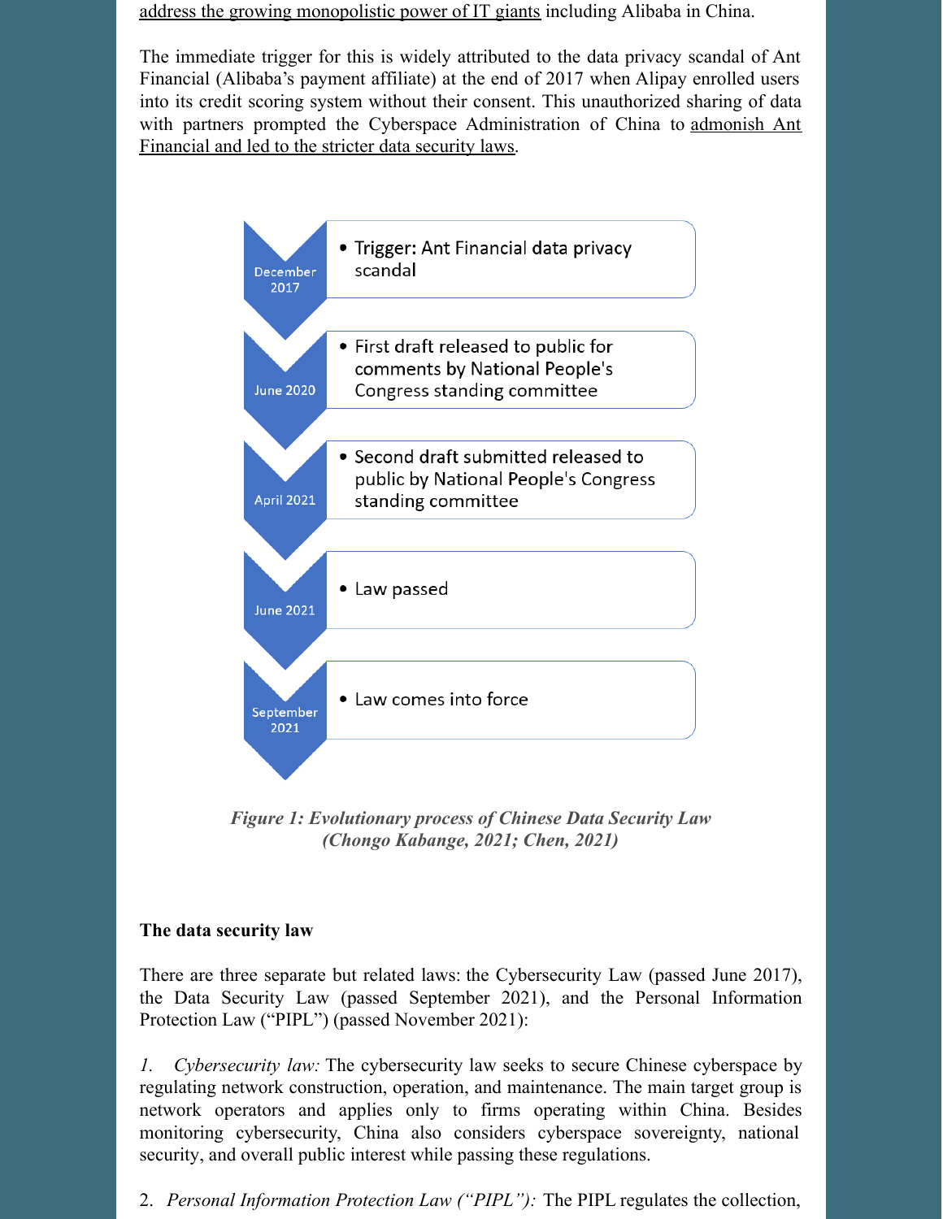address the growing monopolistic power of IT giants including Alibaba in China.

The immediate trigger for this is widely attributed to the data privacy scandal of Ant Financial (Alibaba's payment affiliate) at the end of 2017 when Alipay enrolled users into its credit scoring system without their consent. This unauthorized sharing of data with partners prompted the Cyberspace Administration of China to admonish Ant Financial and led to the stricter data security laws.

| | |
|---|---|
| December 2017 | • Trigger: Ant Financial data privacy scandal |
| June 2020 | • First draft released to public for comments by National People's Congress standing committee |
| April 2021 | • Second draft submitted released to public by National People's Congress standing committee |
| June 2021 | • Law passed |
| September 2021 | • Law comes into force |

*Figure 1: Evolutionary process of Chinese Data Security Law (Chongo Kabange, 2021; Chen, 2021)*

**The data security law**

There are three separate but related laws: the Cybersecurity Law (passed June 2017), the Data Security Law (passed September 2021), and the Personal Information Protection Law ("PIPL") (passed November 2021):

*1. Cybersecurity law:* The cybersecurity law seeks to secure Chinese cyberspace by regulating network construction, operation, and maintenance. The main target group is network operators and applies only to firms operating within China. Besides monitoring cybersecurity, China also considers cyberspace sovereignty, national security, and overall public interest while passing these regulations.

2. *Personal Information Protection Law ("PIPL"):* The PIPL regulates the collection,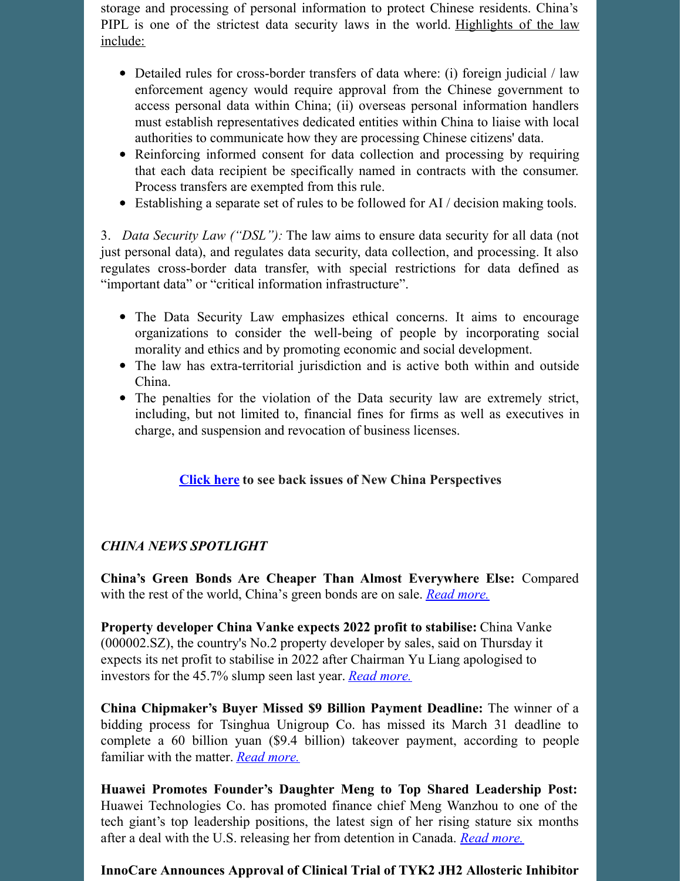storage and processing of personal information to protect Chinese residents. China's PIPL is one of the strictest data security laws in the world. Highlights of the law include:

- Detailed rules for cross-border transfers of data where: (i) foreign judicial / law enforcement agency would require approval from the Chinese government to access personal data within China; (ii) overseas personal information handlers must establish representatives dedicated entities within China to liaise with local authorities to communicate how they are processing Chinese citizens' data.
- Reinforcing informed consent for data collection and processing by requiring that each data recipient be specifically named in contracts with the consumer. Process transfers are exempted from this rule.
- Establishing a separate set of rules to be followed for AI / decision making tools.

3. *Data Security Law ("DSL"):* The law aims to ensure data security for all data (not just personal data), and regulates data security, data collection, and processing. It also regulates cross-border data transfer, with special restrictions for data defined as "important data" or "critical information infrastructure".

- The Data Security Law emphasizes ethical concerns. It aims to encourage organizations to consider the well-being of people by incorporating social morality and ethics and by promoting economic and social development.
- The law has extra-territorial jurisdiction and is active both within and outside China.
- The penalties for the violation of the Data security law are extremely strict, including, but not limited to, financial fines for firms as well as executives in charge, and suspension and revocation of business licenses.

**Click here to see back issues of New China Perspectives**

## *CHINA NEWS SPOTLIGHT*

**China's Green Bonds Are Cheaper Than Almost Everywhere Else:** Compared with the rest of the world, China's green bonds are on sale. *Read more.*

**Property developer China Vanke expects 2022 profit to stabilise:** China Vanke (000002.SZ), the country's No.2 property developer by sales, said on Thursday it expects its net profit to stabilise in 2022 after Chairman Yu Liang apologised to investors for the 45.7% slump seen last year. *Read more.*

**China Chipmaker's Buyer Missed $9 Billion Payment Deadline:** The winner of a bidding process for Tsinghua Unigroup Co. has missed its March 31 deadline to complete a 60 billion yuan ($9.4 billion) takeover payment, according to people familiar with the matter. *Read more.*

**Huawei Promotes Founder's Daughter Meng to Top Shared Leadership Post:** Huawei Technologies Co. has promoted finance chief Meng Wanzhou to one of the tech giant's top leadership positions, the latest sign of her rising stature six months after a deal with the U.S. releasing her from detention in Canada. *Read more.*

**InnoCare Announces Approval of Clinical Trial of TYK2 JH2 Allosteric Inhibitor**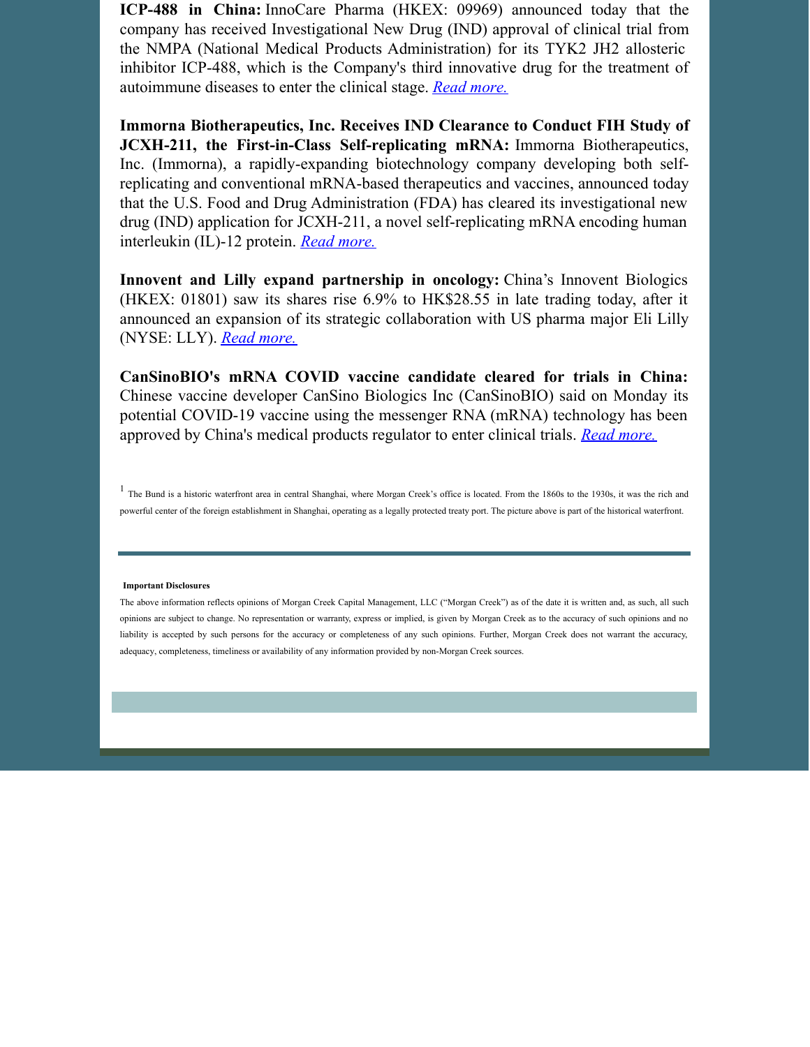**ICP-488 in China:** InnoCare Pharma (HKEX: 09969) announced today that the company has received Investigational New Drug (IND) approval of clinical trial from the NMPA (National Medical Products Administration) for its TYK2 JH2 allosteric inhibitor ICP-488, which is the Company's third innovative drug for the treatment of autoimmune diseases to enter the clinical stage. *Read more.*

**Immorna Biotherapeutics, Inc. Receives IND Clearance to Conduct FIH Study of JCXH-211, the First-in-Class Self-replicating mRNA:** Immorna Biotherapeutics, Inc. (Immorna), a rapidly-expanding biotechnology company developing both self-replicating and conventional mRNA-based therapeutics and vaccines, announced today that the U.S. Food and Drug Administration (FDA) has cleared its investigational new drug (IND) application for JCXH-211, a novel self-replicating mRNA encoding human interleukin (IL)-12 protein. *Read more.*

**Innovent and Lilly expand partnership in oncology:** China's Innovent Biologics (HKEX: 01801) saw its shares rise 6.9% to HK$28.55 in late trading today, after it announced an expansion of its strategic collaboration with US pharma major Eli Lilly (NYSE: LLY). *Read more.*

**CanSinoBIO's mRNA COVID vaccine candidate cleared for trials in China:** Chinese vaccine developer CanSino Biologics Inc (CanSinoBIO) said on Monday its potential COVID-19 vaccine using the messenger RNA (mRNA) technology has been approved by China's medical products regulator to enter clinical trials. *Read more.*

[1] The Bund is a historic waterfront area in central Shanghai, where Morgan Creek's office is located. From the 1860s to the 1930s, it was the rich and powerful center of the foreign establishment in Shanghai, operating as a legally protected treaty port. The picture above is part of the historical waterfront.

---

**Important Disclosures**

The above information reflects opinions of Morgan Creek Capital Management, LLC ("Morgan Creek") as of the date it is written and, as such, all such opinions are subject to change. No representation or warranty, express or implied, is given by Morgan Creek as to the accuracy of such opinions and no liability is accepted by such persons for the accuracy or completeness of any such opinions. Further, Morgan Creek does not warrant the accuracy, adequacy, completeness, timeliness or availability of any information provided by non-Morgan Creek sources.